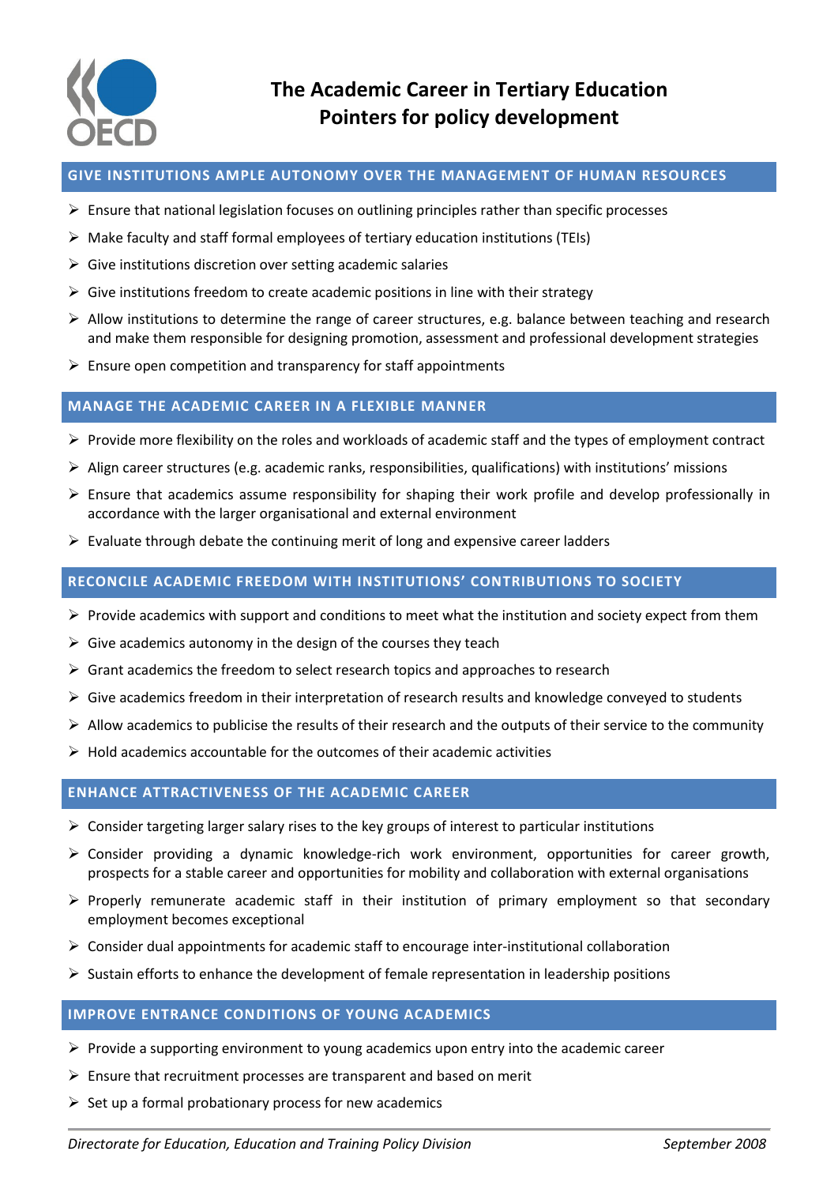# The Academic Career in Tertiary Education
## Pointers for policy development

### GIVE INSTITUTIONS AMPLE AUTONOMY OVER THE MANAGEMENT OF HUMAN RESOURCES

- Ensure that national legislation focuses on outlining principles rather than specific processes
- Make faculty and staff formal employees of tertiary education institutions (TEIs)
- Give institutions discretion over setting academic salaries
- Give institutions freedom to create academic positions in line with their strategy
- Allow institutions to determine the range of career structures, e.g. balance between teaching and research and make them responsible for designing promotion, assessment and professional development strategies
- Ensure open competition and transparency for staff appointments

### MANAGE THE ACADEMIC CAREER IN A FLEXIBLE MANNER

- Provide more flexibility on the roles and workloads of academic staff and the types of employment contract
- Align career structures (e.g. academic ranks, responsibilities, qualifications) with institutions' missions
- Ensure that academics assume responsibility for shaping their work profile and develop professionally in accordance with the larger organisational and external environment
- Evaluate through debate the continuing merit of long and expensive career ladders

### RECONCILE ACADEMIC FREEDOM WITH INSTITUTIONS' CONTRIBUTIONS TO SOCIETY

- Provide academics with support and conditions to meet what the institution and society expect from them
- Give academics autonomy in the design of the courses they teach
- Grant academics the freedom to select research topics and approaches to research
- Give academics freedom in their interpretation of research results and knowledge conveyed to students
- Allow academics to publicise the results of their research and the outputs of their service to the community
- Hold academics accountable for the outcomes of their academic activities

### ENHANCE ATTRACTIVENESS OF THE ACADEMIC CAREER

- Consider targeting larger salary rises to the key groups of interest to particular institutions
- Consider providing a dynamic knowledge-rich work environment, opportunities for career growth, prospects for a stable career and opportunities for mobility and collaboration with external organisations
- Properly remunerate academic staff in their institution of primary employment so that secondary employment becomes exceptional
- Consider dual appointments for academic staff to encourage inter-institutional collaboration
- Sustain efforts to enhance the development of female representation in leadership positions

### IMPROVE ENTRANCE CONDITIONS OF YOUNG ACADEMICS

- Provide a supporting environment to young academics upon entry into the academic career
- Ensure that recruitment processes are transparent and based on merit
- Set up a formal probationary process for new academics

*Directorate for Education, Education and Training Policy Division* — *September 2008*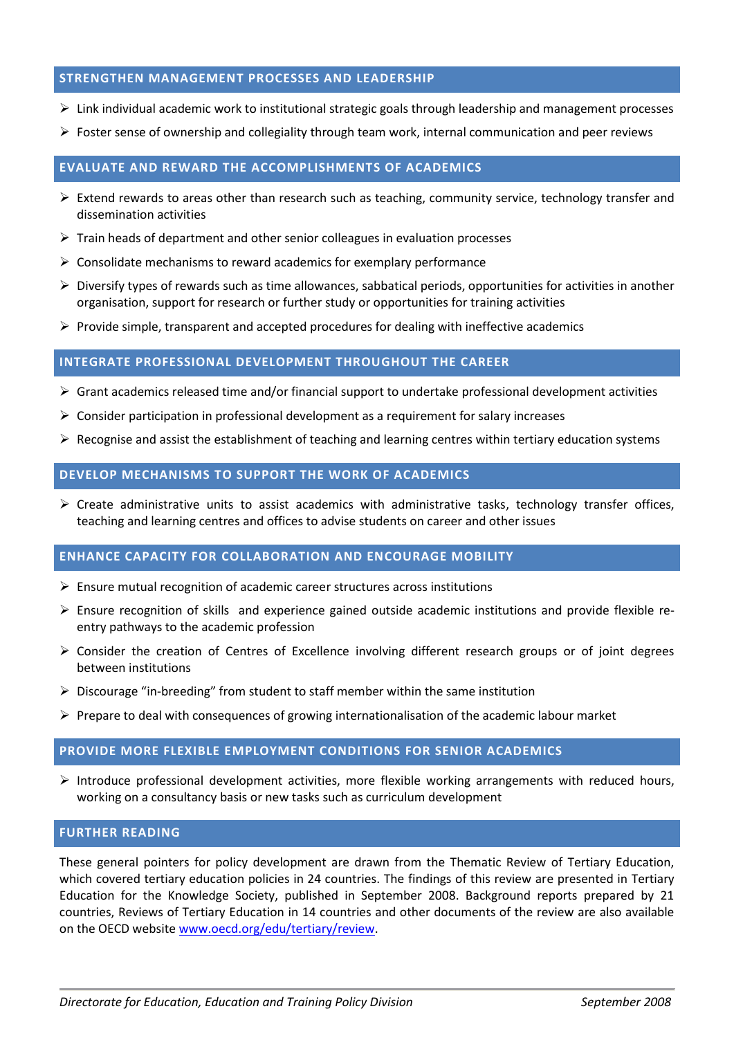## STRENGTHEN MANAGEMENT PROCESSES AND LEADERSHIP

- Link individual academic work to institutional strategic goals through leadership and management processes
- Foster sense of ownership and collegiality through team work, internal communication and peer reviews

## EVALUATE AND REWARD THE ACCOMPLISHMENTS OF ACADEMICS

- Extend rewards to areas other than research such as teaching, community service, technology transfer and dissemination activities
- Train heads of department and other senior colleagues in evaluation processes
- Consolidate mechanisms to reward academics for exemplary performance
- Diversify types of rewards such as time allowances, sabbatical periods, opportunities for activities in another organisation, support for research or further study or opportunities for training activities
- Provide simple, transparent and accepted procedures for dealing with ineffective academics

## INTEGRATE PROFESSIONAL DEVELOPMENT THROUGHOUT THE CAREER

- Grant academics released time and/or financial support to undertake professional development activities
- Consider participation in professional development as a requirement for salary increases
- Recognise and assist the establishment of teaching and learning centres within tertiary education systems

## DEVELOP MECHANISMS TO SUPPORT THE WORK OF ACADEMICS

- Create administrative units to assist academics with administrative tasks, technology transfer offices, teaching and learning centres and offices to advise students on career and other issues

## ENHANCE CAPACITY FOR COLLABORATION AND ENCOURAGE MOBILITY

- Ensure mutual recognition of academic career structures across institutions
- Ensure recognition of skills and experience gained outside academic institutions and provide flexible re-entry pathways to the academic profession
- Consider the creation of Centres of Excellence involving different research groups or of joint degrees between institutions
- Discourage "in-breeding" from student to staff member within the same institution
- Prepare to deal with consequences of growing internationalisation of the academic labour market

## PROVIDE MORE FLEXIBLE EMPLOYMENT CONDITIONS FOR SENIOR ACADEMICS

- Introduce professional development activities, more flexible working arrangements with reduced hours, working on a consultancy basis or new tasks such as curriculum development

## FURTHER READING

These general pointers for policy development are drawn from the Thematic Review of Tertiary Education, which covered tertiary education policies in 24 countries. The findings of this review are presented in Tertiary Education for the Knowledge Society, published in September 2008. Background reports prepared by 21 countries, Reviews of Tertiary Education in 14 countries and other documents of the review are also available on the OECD website [www.oecd.org/edu/tertiary/review](http://www.oecd.org/edu/tertiary/review).

*Directorate for Education, Education and Training Policy Division* *September 2008*